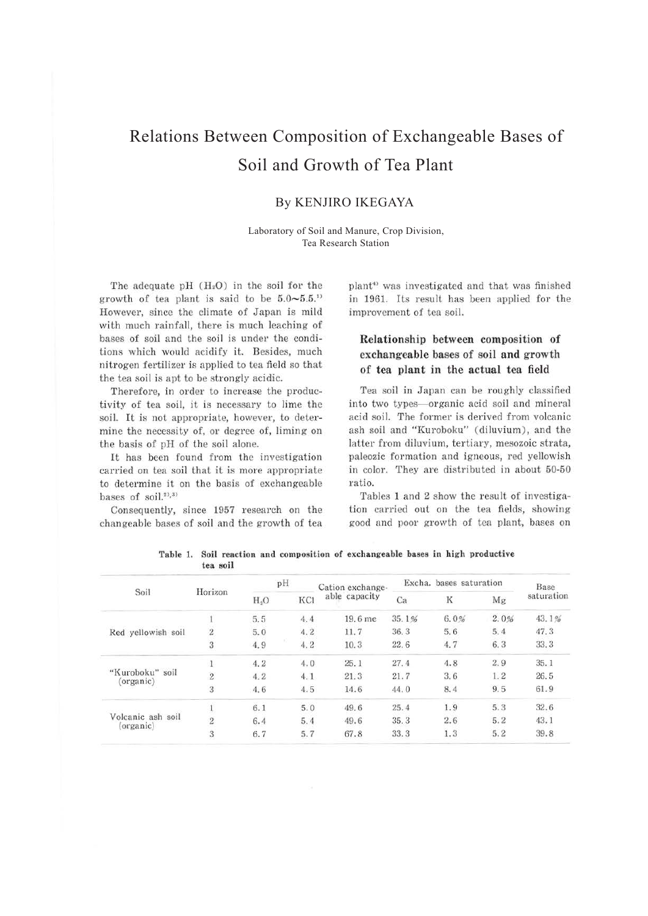# Relations Between Composition of Exchangeable Bases of Soil and Growth of Tea Plant

By KENJIRO IKEGAYA

Laboratory of Soil and Manure, Crop Division, Tea Research Station

The adequate pH ($H_2O$) in the soil for the growth of tea plant is said to be 5.0~5.5.[1] However, since the climate of Japan is mild with much rainfall, there is much leaching of bases of soil and the soil is under the conditions which would acidify it. Besides, much nitrogen fertilizer is applied to tea field so that the tea soil is apt to be strongly acidic.

Therefore, in order to increase the productivity of tea soil, it is necessary to lime the soil. It is not appropriate, however, to determine the necessity of, or degree of, liming on the basis of pH of the soil alone.

It has been found from the investigation carried on tea soil that it is more appropriate to determine it on the basis of exchangeable bases of soil.[2),3)]

Consequently, since 1957 research on the changeable bases of soil and the growth of tea plant[4)] was investigated and that was finished in 1961. Its result has been applied for the improvement of tea soil.

## Relationship between composition of exchangeable bases of soil and growth of tea plant in the actual tea field

Tea soil in Japan can be roughly classified into two types—organic acid soil and mineral acid soil. The former is derived from volcanic ash soil and "Kuroboku" (diluvium), and the latter from diluvium, tertiary, mesozoic strata, paleozic formation and igneous, red yellowish in color. They are distributed in about 50-50 ratio.

Tables 1 and 2 show the result of investigation carried out on the tea fields, showing good and poor growth of tea plant, bases on

**Table 1. Soil reaction and composition of exchangeable bases in high productive tea soil**

| Soil | Horizon | pH | | Cation exchange-able capacity | Excha. bases saturation | | | Base saturation |
|---|---|---|---|---|---|---|---|---|
| | | $H_2O$ | KCl | | Ca | K | Mg | |
| Red yellowish soil | 1 | 5.5 | 4.4 | 19.6 me | 35.1% | 6.0% | 2.0% | 43.1% |
| | 2 | 5.0 | 4.2 | 11.7 | 36.3 | 5.6 | 5.4 | 47.3 |
| | 3 | 4.9 | 4.2 | 10.3 | 22.6 | 4.7 | 6.3 | 33.3 |
| "Kuroboku" soil (organic) | 1 | 4.2 | 4.0 | 25.1 | 27.4 | 4.8 | 2.9 | 35.1 |
| | 2 | 4.2 | 4.1 | 21.3 | 21.7 | 3.6 | 1.2 | 26.5 |
| | 3 | 4.6 | 4.5 | 14.6 | 44.0 | 8.4 | 9.5 | 61.9 |
| Volcanic ash soil (organic) | 1 | 6.1 | 5.0 | 49.6 | 25.4 | 1.9 | 5.3 | 32.6 |
| | 2 | 6.4 | 5.4 | 49.6 | 35.3 | 2.6 | 5.2 | 43.1 |
| | 3 | 6.7 | 5.7 | 67.8 | 33.3 | 1.3 | 5.2 | 39.8 |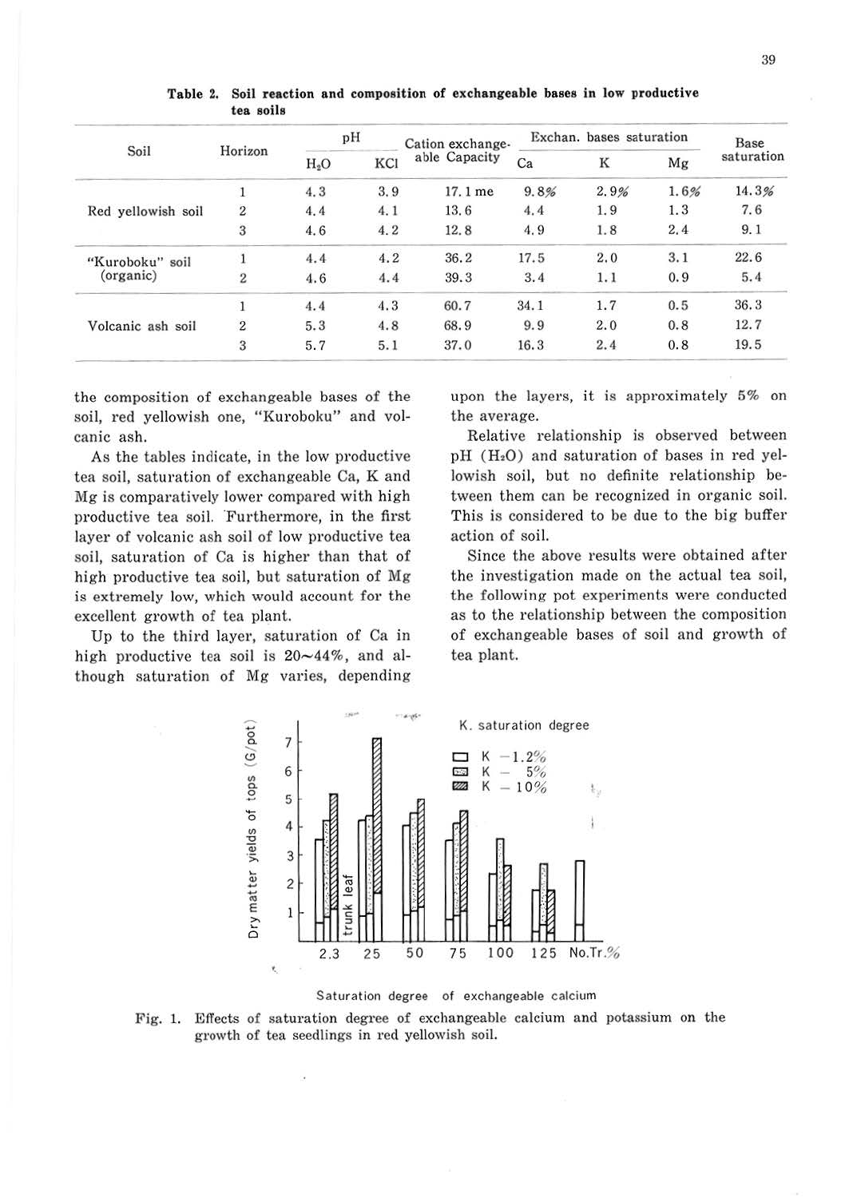Table 2. Soil reaction and composition of exchangeable bases in low productive tea soils

| Soil | Horizon | pH | | Cation exchange-able Capacity | Exchan. bases saturation | | | Base saturation |
|---|---|---|---|---|---|---|---|---|
| | | $H_2O$ | KCl | | Ca | K | Mg | |
| Red yellowish soil | 1 | 4.3 | 3.9 | 17.1 me | 9.8% | 2.9% | 1.6% | 14.3% |
| | 2 | 4.4 | 4.1 | 13.6 | 4.4 | 1.9 | 1.3 | 7.6 |
| | 3 | 4.6 | 4.2 | 12.8 | 4.9 | 1.8 | 2.4 | 9.1 |
| "Kuroboku" soil (organic) | 1 | 4.4 | 4.2 | 36.2 | 17.5 | 2.0 | 3.1 | 22.6 |
| | 2 | 4.6 | 4.4 | 39.3 | 3.4 | 1.1 | 0.9 | 5.4 |
| Volcanic ash soil | 1 | 4.4 | 4.3 | 60.7 | 34.1 | 1.7 | 0.5 | 36.3 |
| | 2 | 5.3 | 4.8 | 68.9 | 9.9 | 2.0 | 0.8 | 12.7 |
| | 3 | 5.7 | 5.1 | 37.0 | 16.3 | 2.4 | 0.8 | 19.5 |

the composition of exchangeable bases of the soil, red yellowish one, "Kuroboku" and volcanic ash.

As the tables indicate, in the low productive tea soil, saturation of exchangeable Ca, K and Mg is comparatively lower compared with high productive tea soil. Furthermore, in the first layer of volcanic ash soil of low productive tea soil, saturation of Ca is higher than that of high productive tea soil, but saturation of Mg is extremely low, which would account for the excellent growth of tea plant.

Up to the third layer, saturation of Ca in high productive tea soil is 20~44%, and although saturation of Mg varies, depending upon the layers, it is approximately 5% on the average.

Relative relationship is observed between pH ($H_2O$) and saturation of bases in red yellowish soil, but no definite relationship between them can be recognized in organic soil. This is considered to be due to the big buffer action of soil.

Since the above results were obtained after the investigation made on the actual tea soil, the following pot experiments were conducted as to the relationship between the composition of exchangeable bases of soil and growth of tea plant.

Fig. 1. Effects of saturation degree of exchangeable calcium and potassium on the growth of tea seedlings in red yellowish soil.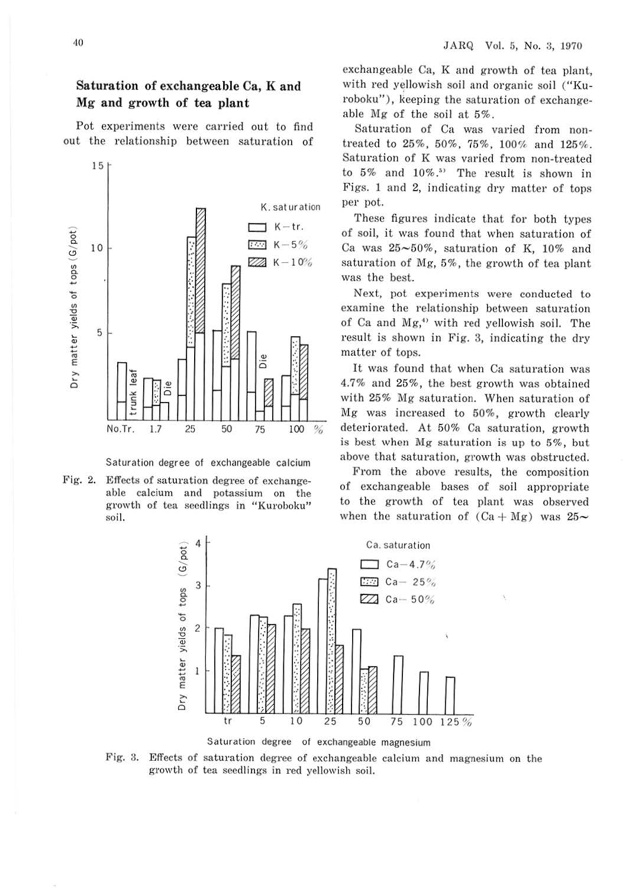## Saturation of exchangeable Ca, K and Mg and growth of tea plant

Pot experiments were carried out to find out the relationship between saturation of exchangeable Ca, K and growth of tea plant, with red yellowish soil and organic soil ("Kuroboku"), keeping the saturation of exchangeable Mg of the soil at 5%.

Saturation of Ca was varied from non-treated to 25%, 50%, 75%, 100% and 125%. Saturation of K was varied from non-treated to 5% and 10%.[5] The result is shown in Figs. 1 and 2, indicating dry matter of tops per pot.

Fig. 2. Effects of saturation degree of exchangeable calcium and potassium on the growth of tea seedlings in "Kuroboku" soil.

These figures indicate that for both types of soil, it was found that when saturation of Ca was 25~50%, saturation of K, 10% and saturation of Mg, 5%, the growth of tea plant was the best.

Next, pot experiments were conducted to examine the relationship between saturation of Ca and Mg,[4] with red yellowish soil. The result is shown in Fig. 3, indicating the dry matter of tops.

It was found that when Ca saturation was 4.7% and 25%, the best growth was obtained with 25% Mg saturation. When saturation of Mg was increased to 50%, growth clearly deteriorated. At 50% Ca saturation, growth is best when Mg saturation is up to 5%, but above that saturation, growth was obstructed.

From the above results, the composition of exchangeable bases of soil appropriate to the growth of tea plant was observed when the saturation of (Ca + Mg) was 25~

Fig. 3. Effects of saturation degree of exchangeable calcium and magnesium on the growth of tea seedlings in red yellowish soil.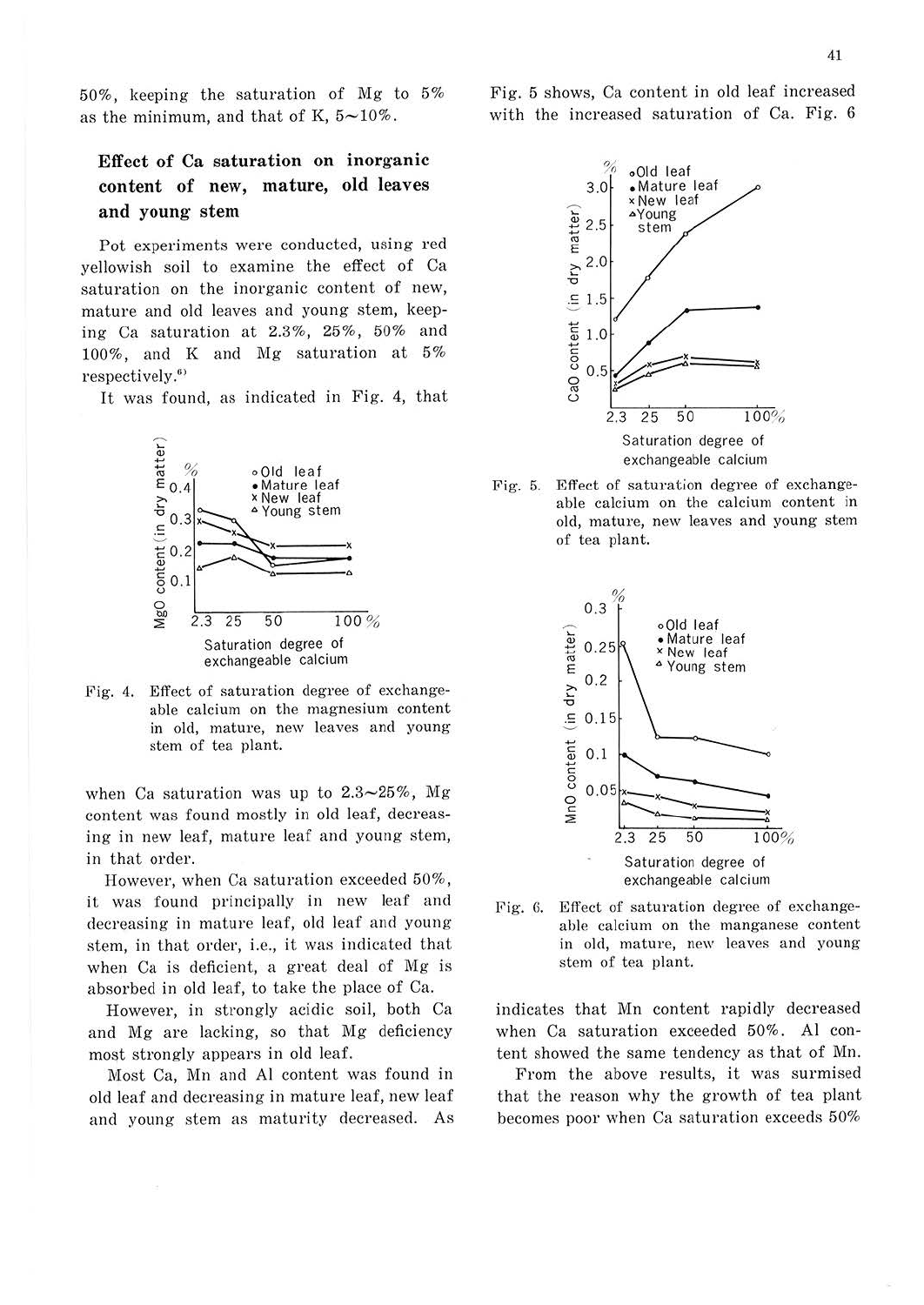50%, keeping the saturation of Mg to 5% as the minimum, and that of K, 5~10%.

## Effect of Ca saturation on inorganic content of new, mature, old leaves and young stem

Pot experiments were conducted, using red yellowish soil to examine the effect of Ca saturation on the inorganic content of new, mature and old leaves and young stem, keeping Ca saturation at 2.3%, 25%, 50% and 100%, and K and Mg saturation at 5% respectively.[6]

It was found, as indicated in Fig. 4, that when Ca saturation was up to 2.3~25%, Mg content was found mostly in old leaf, decreasing in new leaf, mature leaf and young stem, in that order.

Fig. 4. Effect of saturation degree of exchangeable calcium on the magnesium content in old, mature, new leaves and young stem of tea plant.

However, when Ca saturation exceeded 50%, it was found principally in new leaf and decreasing in mature leaf, old leaf and young stem, in that order, i.e., it was indicated that when Ca is deficient, a great deal of Mg is absorbed in old leaf, to take the place of Ca.

However, in strongly acidic soil, both Ca and Mg are lacking, so that Mg deficiency most strongly appears in old leaf.

Most Ca, Mn and Al content was found in old leaf and decreasing in mature leaf, new leaf and young stem as maturity decreased. As Fig. 5 shows, Ca content in old leaf increased with the increased saturation of Ca. Fig. 6 indicates that Mn content rapidly decreased when Ca saturation exceeded 50%. Al content showed the same tendency as that of Mn.

Fig. 5. Effect of saturation degree of exchangeable calcium on the calcium content in old, mature, new leaves and young stem of tea plant.

Fig. 6. Effect of saturation degree of exchangeable calcium on the manganese content in old, mature, new leaves and young stem of tea plant.

From the above results, it was surmised that the reason why the growth of tea plant becomes poor when Ca saturation exceeds 50%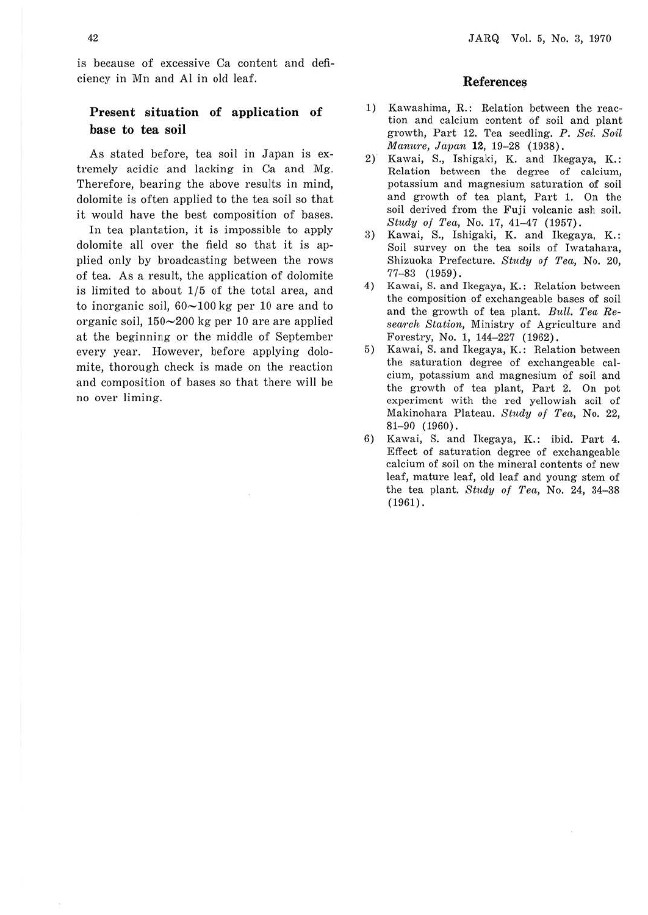is because of excessive Ca content and deficiency in Mn and Al in old leaf.

## Present situation of application of base to tea soil

As stated before, tea soil in Japan is extremely acidic and lacking in Ca and Mg. Therefore, bearing the above results in mind, dolomite is often applied to the tea soil so that it would have the best composition of bases.

In tea plantation, it is impossible to apply dolomite all over the field so that it is applied only by broadcasting between the rows of tea. As a result, the application of dolomite is limited to about 1/5 of the total area, and to inorganic soil, 60~100 kg per 10 are and to organic soil, 150~200 kg per 10 are are applied at the beginning or the middle of September every year. However, before applying dolomite, thorough check is made on the reaction and composition of bases so that there will be no over liming.

## References

1) Kawashima, R.: Relation between the reaction and calcium content of soil and plant growth, Part 12. Tea seedling. *P. Sci. Soil Manure, Japan* **12**, 19–28 (1938).
2) Kawai, S., Ishigaki, K. and Ikegaya, K.: Relation between the degree of calcium, potassium and magnesium saturation of soil and growth of tea plant, Part 1. On the soil derived from the Fuji volcanic ash soil. *Study of Tea*, No. 17, 41–47 (1957).
3) Kawai, S., Ishigaki, K. and Ikegaya, K.: Soil survey on the tea soils of Iwatahara, Shizuoka Prefecture. *Study of Tea*, No. 20, 77–83 (1959).
4) Kawai, S. and Ikegaya, K.: Relation between the composition of exchangeable bases of soil and the growth of tea plant. *Bull. Tea Research Station*, Ministry of Agriculture and Forestry, No. 1, 144–227 (1962).
5) Kawai, S. and Ikegaya, K.: Relation between the saturation degree of exchangeable calcium, potassium and magnesium of soil and the growth of tea plant, Part 2. On pot experiment with the red yellowish soil of Makinohara Plateau. *Study of Tea*, No. 22, 81–90 (1960).
6) Kawai, S. and Ikegaya, K.: ibid. Part 4. Effect of saturation degree of exchangeable calcium of soil on the mineral contents of new leaf, mature leaf, old leaf and young stem of the tea plant. *Study of Tea*, No. 24, 34–38 (1961).